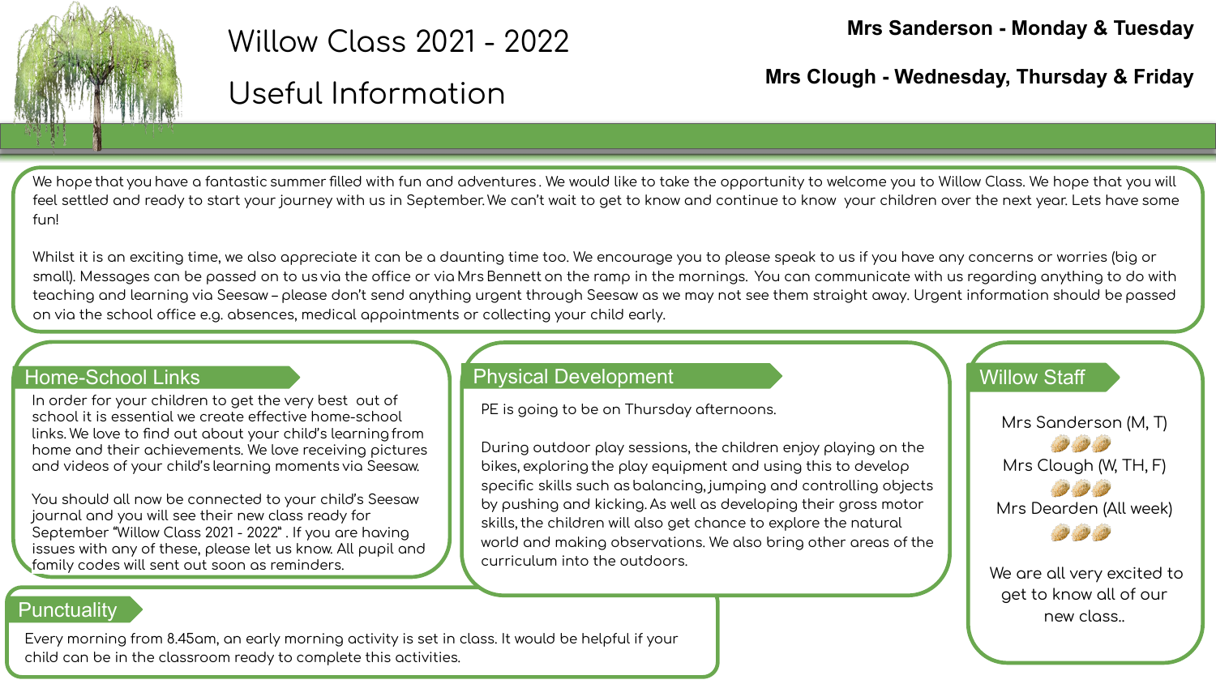# Willow Class 2021 - 2022

## Useful Information

**Mrs Sanderson - Monday & Tuesday**

**Mrs Clough - Wednesday, Thursday & Friday**

We hope that you have a fantastic summer filled with fun and adventures . We would like to take the opportunity to welcome you to Willow Class. We hope that you will feel settled and ready to start your journey with us in September. We can't wait to get to know and continue to know your children over the next year. Lets have some fun!

Whilst it is an exciting time, we also appreciate it can be a daunting time too. We encourage you to please speak to us if you have any concerns or worries (big or small). Messages can be passed on to us via the office or via Mrs Bennett on the ramp in the mornings. You can communicate with us regarding anything to do with teaching and learning via Seesaw – please don't send anything urgent through Seesaw as we may not see them straight away. Urgent information should be passed on via the school office e.g. absences, medical appointments or collecting your child early.

## Home-School Links

In order for your children to get the very best out of school it is essential we create effective home-school links. We love to find out about your child's learning from home and their achievements. We love receiving pictures and videos of your child's learning moments via Seesaw.

You should all now be connected to your child's Seesaw journal and you will see their new class ready for September "Willow Class 2021 - 2022" . If you are having issues with any of these, please let us know. All pupil and family codes will sent out soon as reminders.

## Physical Development

PE is going to be on Thursday afternoons.

During outdoor play sessions, the children enjoy playing on the bikes, exploring the play equipment and using this to develop specific skills such as balancing, jumping and controlling objects by pushing and kicking. As well as developing their gross motor skills, the children will also get chance to explore the natural world and making observations. We also bring other areas of the curriculum into the outdoors.

## Willow Staff

Mrs Sanderson (M, T)

Mrs Clough (W, TH, F)

Mrs Dearden (All week)

We are all very excited to get to know all of our new class..

## Punctuality

Every morning from 8.45am, an early morning activity is set in class. It would be helpful if your child can be in the classroom ready to complete this activities.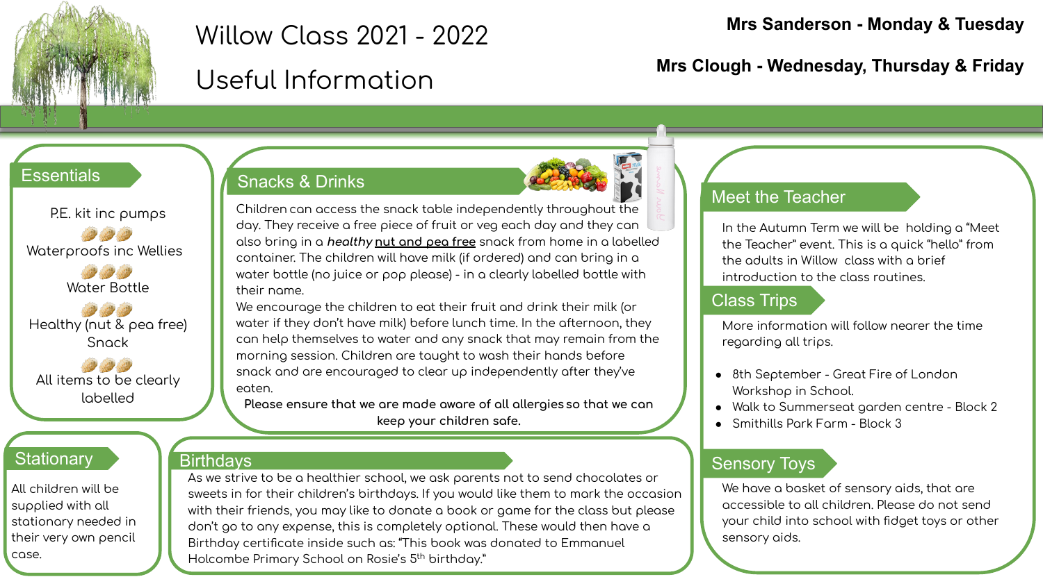# Willow Class 2021 - 2022

# Useful Information

**Mrs Sanderson - Monday & Tuesday**

**Mrs Clough - Wednesday, Thursday & Friday**

## Essentials

P.E. kit inc pumps

Waterproofs inc Wellies

Water Bottle

Healthy (nut & pea free) Snack

All items to be clearly labelled

## Snacks & Drinks

Children can access the snack table independently throughout the day. They receive a free piece of fruit or veg each day and they can also bring in a ***healthy*** nut and pea free snack from home in a labelled container. The children will have milk (if ordered) and can bring in a water bottle (no juice or pop please) - in a clearly labelled bottle with their name.

We encourage the children to eat their fruit and drink their milk (or water if they don't have milk) before lunch time. In the afternoon, they can help themselves to water and any snack that may remain from the morning session. Children are taught to wash their hands before snack and are encouraged to clear up independently after they've eaten.

**Please ensure that we are made aware of all allergies so that we can keep your children safe.**

## Meet the Teacher

In the Autumn Term we will be holding a "Meet the Teacher" event. This is a quick "hello" from the adults in Willow class with a brief introduction to the class routines.

## Class Trips

More information will follow nearer the time regarding all trips.

- 8th September - Great Fire of London Workshop in School.
- Walk to Summerseat garden centre - Block 2
- Smithills Park Farm - Block 3

## Stationary

All children will be supplied with all stationary needed in their very own pencil case.

## Birthdays

As we strive to be a healthier school, we ask parents not to send chocolates or sweets in for their children's birthdays. If you would like them to mark the occasion with their friends, you may like to donate a book or game for the class but please don't go to any expense, this is completely optional. These would then have a Birthday certificate inside such as: "This book was donated to Emmanuel Holcombe Primary School on Rosie's 5th birthday."

## Sensory Toys

We have a basket of sensory aids, that are accessible to all children. Please do not send your child into school with fidget toys or other sensory aids.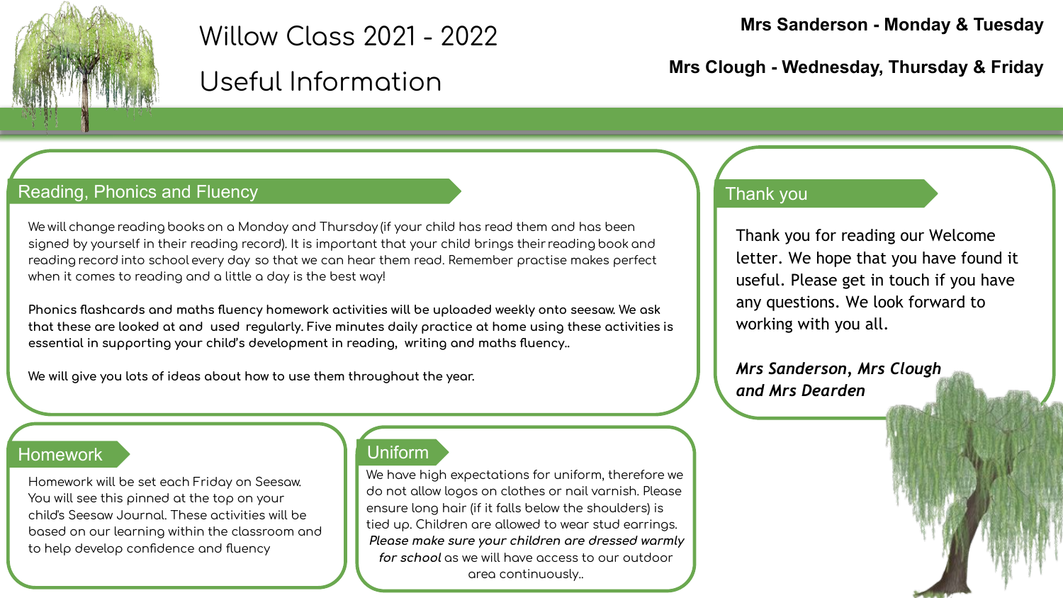# Willow Class 2021 - 2022

## Useful Information

**Mrs Sanderson - Monday & Tuesday**

**Mrs Clough - Wednesday, Thursday & Friday**

## Reading, Phonics and Fluency

We will change reading books on a Monday and Thursday (if your child has read them and has been signed by yourself in their reading record). It is important that your child brings their reading book and reading record into school every day so that we can hear them read. Remember practise makes perfect when it comes to reading and a little a day is the best way!

Phonics flashcards and maths fluency homework activities will be uploaded weekly onto seesaw. We ask that these are looked at and used regularly. Five minutes daily practice at home using these activities is essential in supporting your child's development in reading, writing and maths fluency..

We will give you lots of ideas about how to use them throughout the year.

## Homework

Homework will be set each Friday on Seesaw. You will see this pinned at the top on your child's Seesaw Journal. These activities will be based on our learning within the classroom and to help develop confidence and fluency

## Uniform

We have high expectations for uniform, therefore we do not allow logos on clothes or nail varnish. Please ensure long hair (if it falls below the shoulders) is tied up. Children are allowed to wear stud earrings. *Please make sure your children are dressed warmly for school* as we will have access to our outdoor area continuously..

## Thank you

Thank you for reading our Welcome letter. We hope that you have found it useful. Please get in touch if you have any questions. We look forward to working with you all.

***Mrs Sanderson, Mrs Clough and Mrs Dearden***